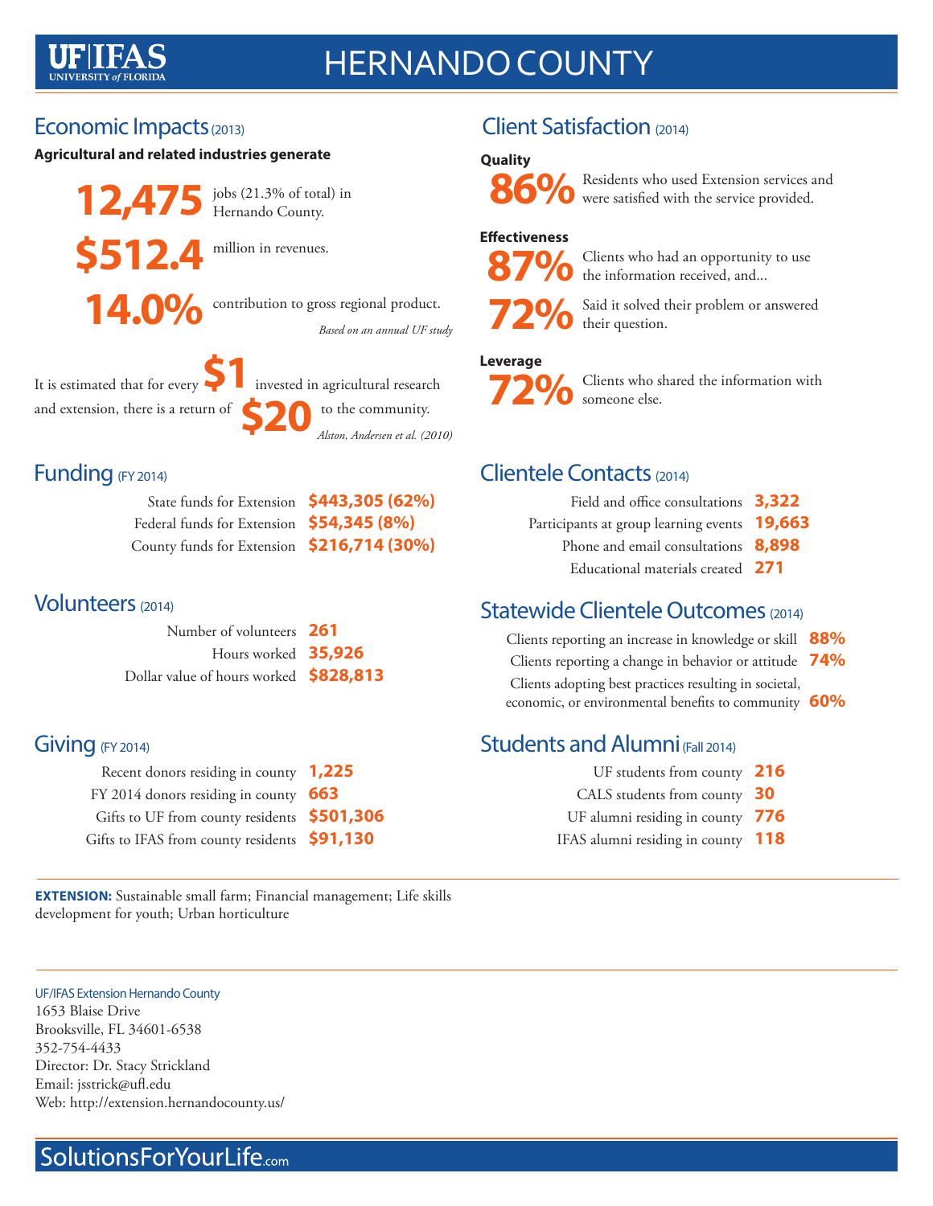# HERNANDO COUNTY

## Economic Impacts (2013)

**Agricultural and related industries generate**

**12,475** jobs (21.3% of total) in Hernando County.

**$512.4** million in revenues.

**14.0%** contribution to gross regional product.

*Based on an annual UF study*

It is estimated that for every **$1** invested in agricultural research and extension, there is a return of **$20** to the community.

*Alston, Andersen et al. (2010)*

## Funding (FY 2014)

| | |
|---|---|
| State funds for Extension | **$443,305 (62%)** |
| Federal funds for Extension | **$54,345 (8%)** |
| County funds for Extension | **$216,714 (30%)** |

## Volunteers (2014)

| | |
|---|---|
| Number of volunteers | **261** |
| Hours worked | **35,926** |
| Dollar value of hours worked | **$828,813** |

## Giving (FY 2014)

| | |
|---|---|
| Recent donors residing in county | **1,225** |
| FY 2014 donors residing in county | **663** |
| Gifts to UF from county residents | **$501,306** |
| Gifts to IFAS from county residents | **$91,130** |

## Client Satisfaction (2014)

**Quality**

**86%** Residents who used Extension services and were satisfied with the service provided.

**Effectiveness**

**87%** Clients who had an opportunity to use the information received, and...

**72%** Said it solved their problem or answered their question.

**Leverage**

**72%** Clients who shared the information with someone else.

## Clientele Contacts (2014)

| | |
|---|---|
| Field and office consultations | **3,322** |
| Participants at group learning events | **19,663** |
| Phone and email consultations | **8,898** |
| Educational materials created | **271** |

## Statewide Clientele Outcomes (2014)

| | |
|---|---|
| Clients reporting an increase in knowledge or skill | **88%** |
| Clients reporting a change in behavior or attitude | **74%** |
| Clients adopting best practices resulting in societal, economic, or environmental benefits to community | **60%** |

## Students and Alumni (Fall 2014)

| | |
|---|---|
| UF students from county | **216** |
| CALS students from county | **30** |
| UF alumni residing in county | **776** |
| IFAS alumni residing in county | **118** |

**EXTENSION:** Sustainable small farm; Financial management; Life skills development for youth; Urban horticulture

UF/IFAS Extension Hernando County
1653 Blaise Drive
Brooksville, FL 34601-6538
352-754-4433
Director: Dr. Stacy Strickland
Email: jsstrick@ufl.edu
Web: http://extension.hernandocounty.us/

SolutionsForYourLife.com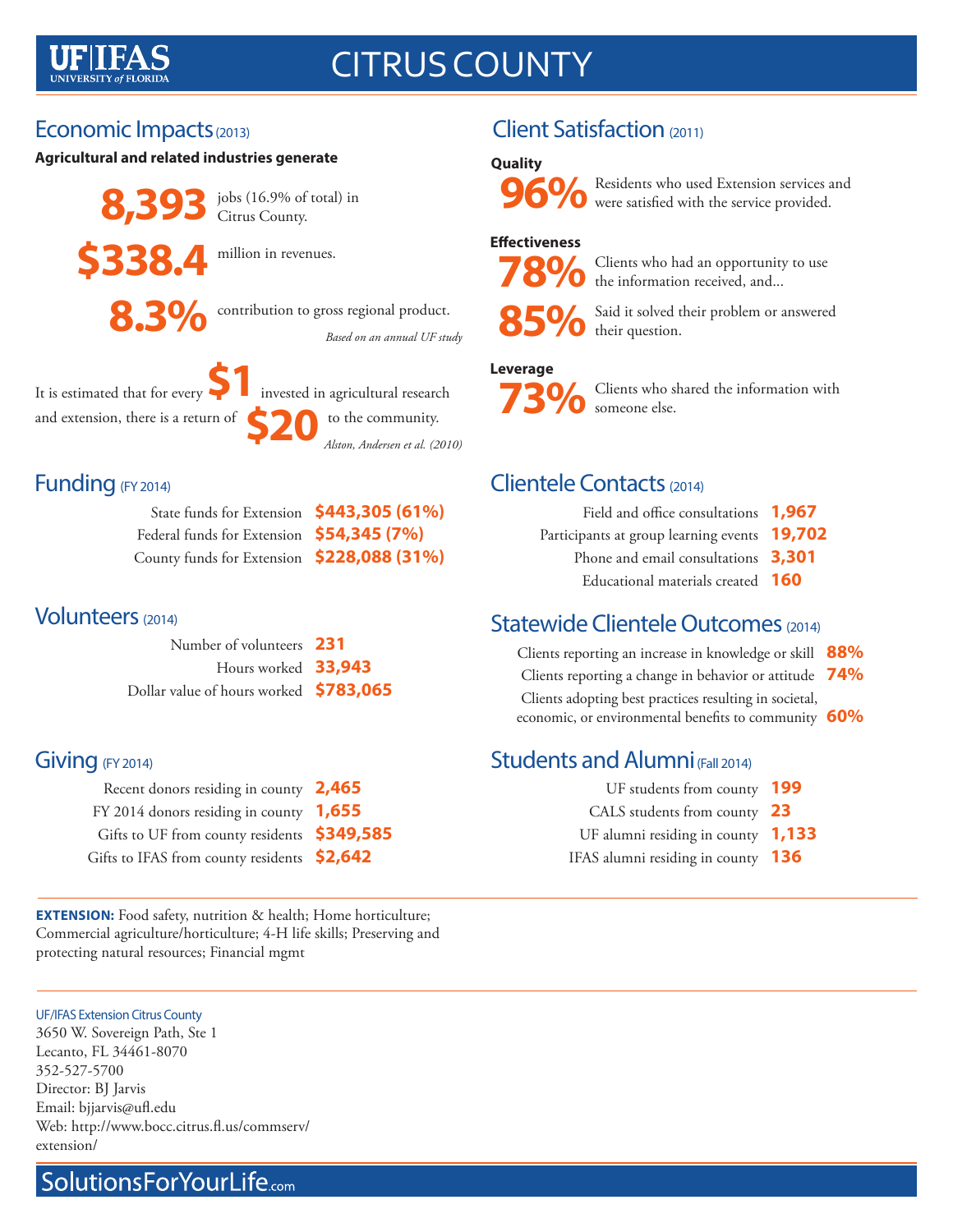UF|IFAS UNIVERSITY of FLORIDA

# CITRUS COUNTY

## Economic Impacts (2013)

**Agricultural and related industries generate**

**8,393** jobs (16.9% of total) in Citrus County.

**$338.4** million in revenues.

**8.3%** contribution to gross regional product.

*Based on an annual UF study*

It is estimated that for every **$1** invested in agricultural research and extension, there is a return of **$20** to the community.

*Alston, Andersen et al. (2010)*

## Funding (FY 2014)

| | |
|---|---|
| State funds for Extension | **$443,305 (61%)** |
| Federal funds for Extension | **$54,345 (7%)** |
| County funds for Extension | **$228,088 (31%)** |

## Volunteers (2014)

| | |
|---|---|
| Number of volunteers | **231** |
| Hours worked | **33,943** |
| Dollar value of hours worked | **$783,065** |

## Giving (FY 2014)

| | |
|---|---|
| Recent donors residing in county | **2,465** |
| FY 2014 donors residing in county | **1,655** |
| Gifts to UF from county residents | **$349,585** |
| Gifts to IFAS from county residents | **$2,642** |

## Client Satisfaction (2011)

**Quality**

**96%** Residents who used Extension services and were satisfied with the service provided.

**Effectiveness**

**78%** Clients who had an opportunity to use the information received, and...

**85%** Said it solved their problem or answered their question.

**Leverage**

**73%** Clients who shared the information with someone else.

## Clientele Contacts (2014)

| | |
|---|---|
| Field and office consultations | **1,967** |
| Participants at group learning events | **19,702** |
| Phone and email consultations | **3,301** |
| Educational materials created | **160** |

## Statewide Clientele Outcomes (2014)

| | |
|---|---|
| Clients reporting an increase in knowledge or skill | **88%** |
| Clients reporting a change in behavior or attitude | **74%** |
| Clients adopting best practices resulting in societal, economic, or environmental benefits to community | **60%** |

## Students and Alumni (Fall 2014)

| | |
|---|---|
| UF students from county | **199** |
| CALS students from county | **23** |
| UF alumni residing in county | **1,133** |
| IFAS alumni residing in county | **136** |

**EXTENSION:** Food safety, nutrition & health; Home horticulture; Commercial agriculture/horticulture; 4-H life skills; Preserving and protecting natural resources; Financial mgmt

UF/IFAS Extension Citrus County
3650 W. Sovereign Path, Ste 1
Lecanto, FL 34461-8070
352-527-5700
Director: BJ Jarvis
Email: bjjarvis@ufl.edu
Web: http://www.bocc.citrus.fl.us/commserv/extension/

SolutionsForYourLife.com